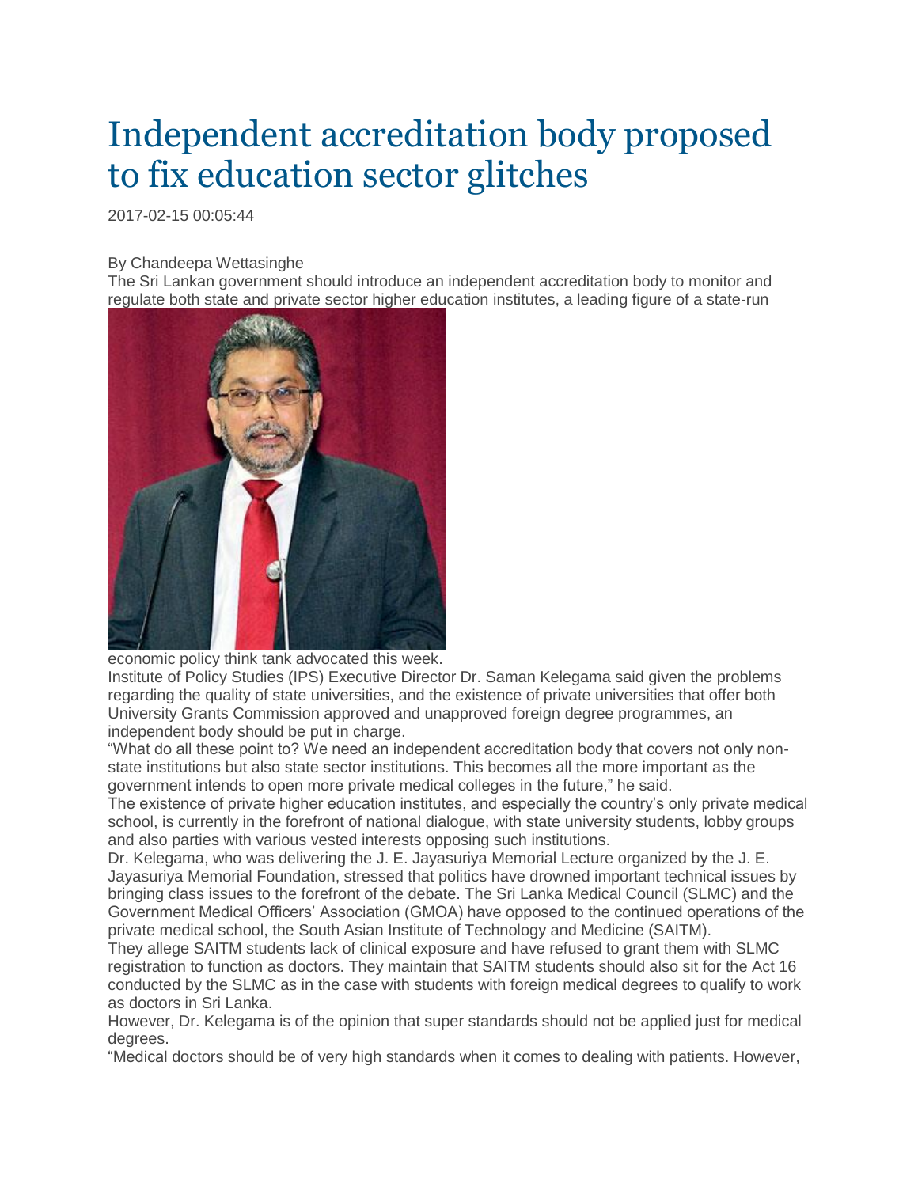# Independent accreditation body proposed to fix education sector glitches

2017-02-15 00:05:44

By Chandeepa Wettasinghe

The Sri Lankan government should introduce an independent accreditation body to monitor and regulate both state and private sector higher education institutes, a leading figure of a state-run economic policy think tank advocated this week.

Institute of Policy Studies (IPS) Executive Director Dr. Saman Kelegama said given the problems regarding the quality of state universities, and the existence of private universities that offer both University Grants Commission approved and unapproved foreign degree programmes, an independent body should be put in charge.

"What do all these point to? We need an independent accreditation body that covers not only non-state institutions but also state sector institutions. This becomes all the more important as the government intends to open more private medical colleges in the future," he said.

The existence of private higher education institutes, and especially the country's only private medical school, is currently in the forefront of national dialogue, with state university students, lobby groups and also parties with various vested interests opposing such institutions.

Dr. Kelegama, who was delivering the J. E. Jayasuriya Memorial Lecture organized by the J. E. Jayasuriya Memorial Foundation, stressed that politics have drowned important technical issues by bringing class issues to the forefront of the debate. The Sri Lanka Medical Council (SLMC) and the Government Medical Officers' Association (GMOA) have opposed to the continued operations of the private medical school, the South Asian Institute of Technology and Medicine (SAITM).

They allege SAITM students lack of clinical exposure and have refused to grant them with SLMC registration to function as doctors. They maintain that SAITM students should also sit for the Act 16 conducted by the SLMC as in the case with students with foreign medical degrees to qualify to work as doctors in Sri Lanka.

However, Dr. Kelegama is of the opinion that super standards should not be applied just for medical degrees.

"Medical doctors should be of very high standards when it comes to dealing with patients. However,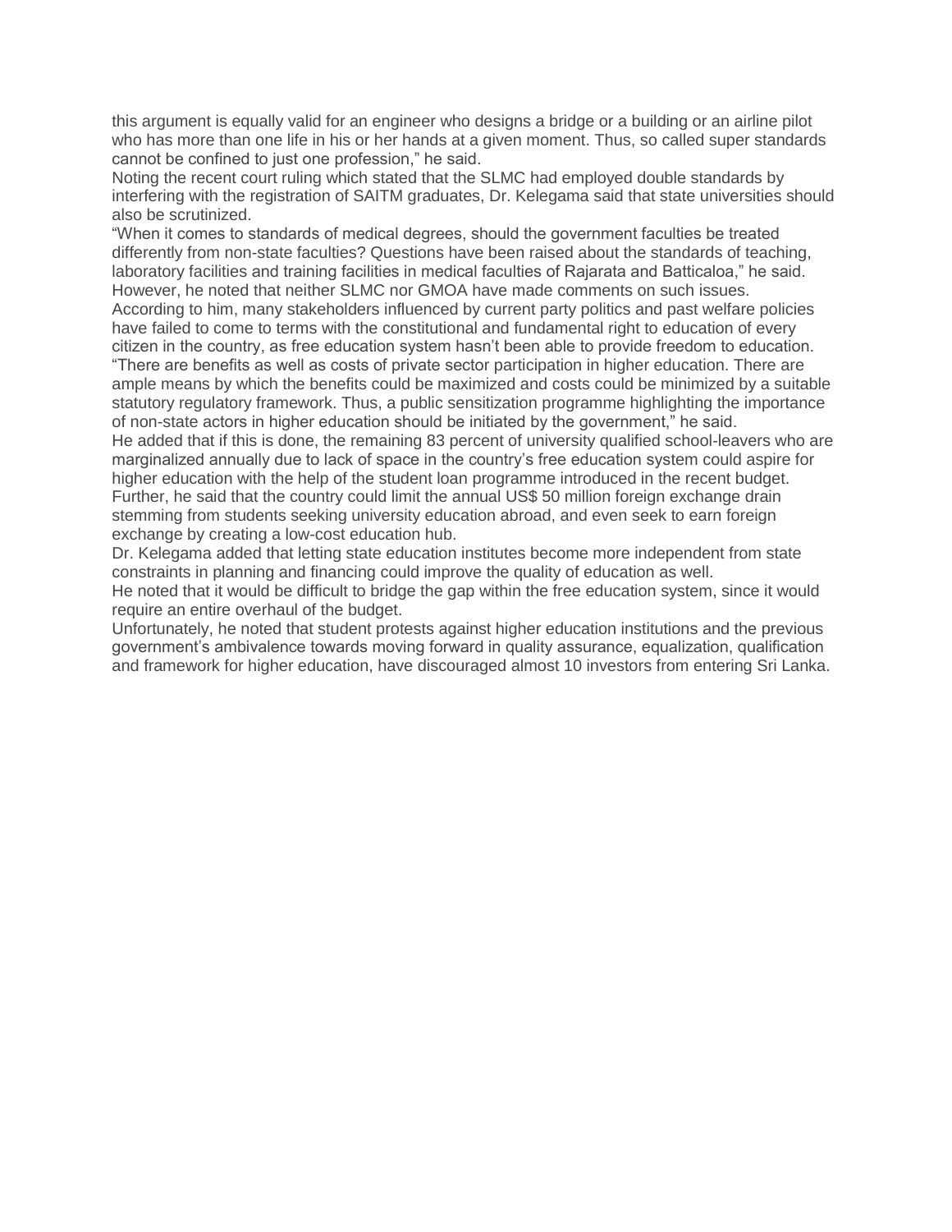this argument is equally valid for an engineer who designs a bridge or a building or an airline pilot who has more than one life in his or her hands at a given moment. Thus, so called super standards cannot be confined to just one profession," he said.

Noting the recent court ruling which stated that the SLMC had employed double standards by interfering with the registration of SAITM graduates, Dr. Kelegama said that state universities should also be scrutinized.

"When it comes to standards of medical degrees, should the government faculties be treated differently from non-state faculties? Questions have been raised about the standards of teaching, laboratory facilities and training facilities in medical faculties of Rajarata and Batticaloa," he said.

However, he noted that neither SLMC nor GMOA have made comments on such issues.

According to him, many stakeholders influenced by current party politics and past welfare policies have failed to come to terms with the constitutional and fundamental right to education of every citizen in the country, as free education system hasn't been able to provide freedom to education.

"There are benefits as well as costs of private sector participation in higher education. There are ample means by which the benefits could be maximized and costs could be minimized by a suitable statutory regulatory framework. Thus, a public sensitization programme highlighting the importance of non-state actors in higher education should be initiated by the government," he said.

He added that if this is done, the remaining 83 percent of university qualified school-leavers who are marginalized annually due to lack of space in the country's free education system could aspire for higher education with the help of the student loan programme introduced in the recent budget.

Further, he said that the country could limit the annual US$ 50 million foreign exchange drain stemming from students seeking university education abroad, and even seek to earn foreign exchange by creating a low-cost education hub.

Dr. Kelegama added that letting state education institutes become more independent from state constraints in planning and financing could improve the quality of education as well.

He noted that it would be difficult to bridge the gap within the free education system, since it would require an entire overhaul of the budget.

Unfortunately, he noted that student protests against higher education institutions and the previous government's ambivalence towards moving forward in quality assurance, equalization, qualification and framework for higher education, have discouraged almost 10 investors from entering Sri Lanka.